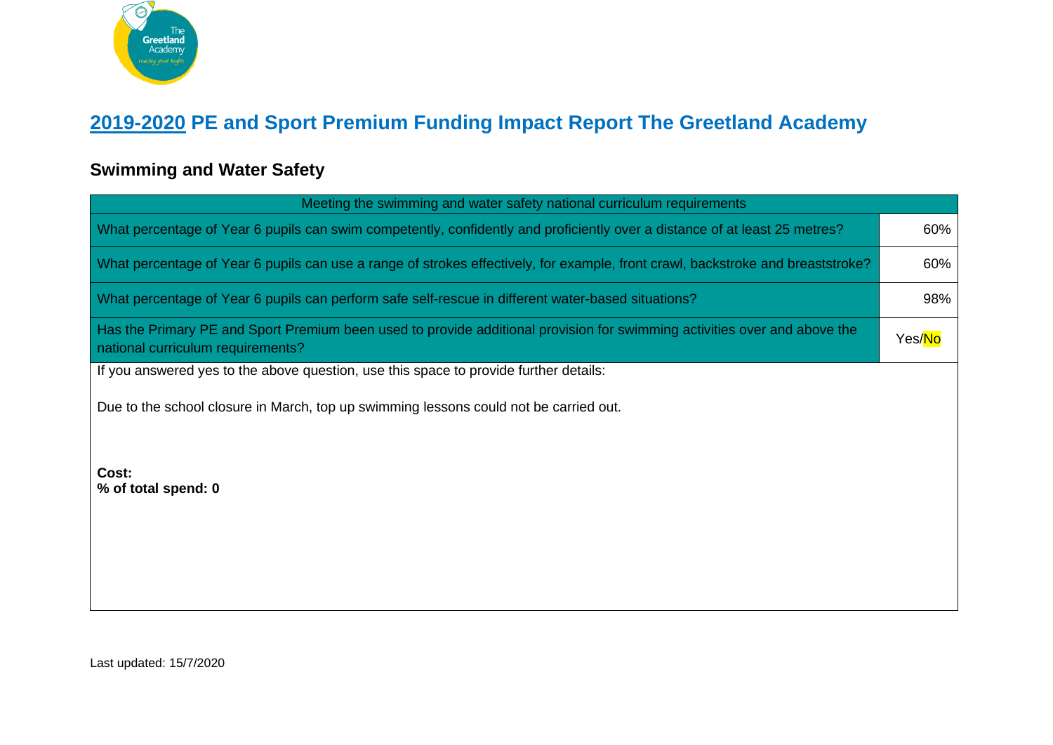# 2019-2020 PE and Sport Premium Funding Impact Report The Greetland Academy

## Swimming and Water Safety

| Meeting the swimming and water safety national curriculum requirements | |
|---|---|
| What percentage of Year 6 pupils can swim competently, confidently and proficiently over a distance of at least 25 metres? | 60% |
| What percentage of Year 6 pupils can use a range of strokes effectively, for example, front crawl, backstroke and breaststroke? | 60% |
| What percentage of Year 6 pupils can perform safe self-rescue in different water-based situations? | 98% |
| Has the Primary PE and Sport Premium been used to provide additional provision for swimming activities over and above the national curriculum requirements? | Yes/No |
| If you answered yes to the above question, use this space to provide further details:<br><br>Due to the school closure in March, top up swimming lessons could not be carried out.<br><br>**Cost:**<br>**% of total spend: 0** | |

Last updated: 15/7/2020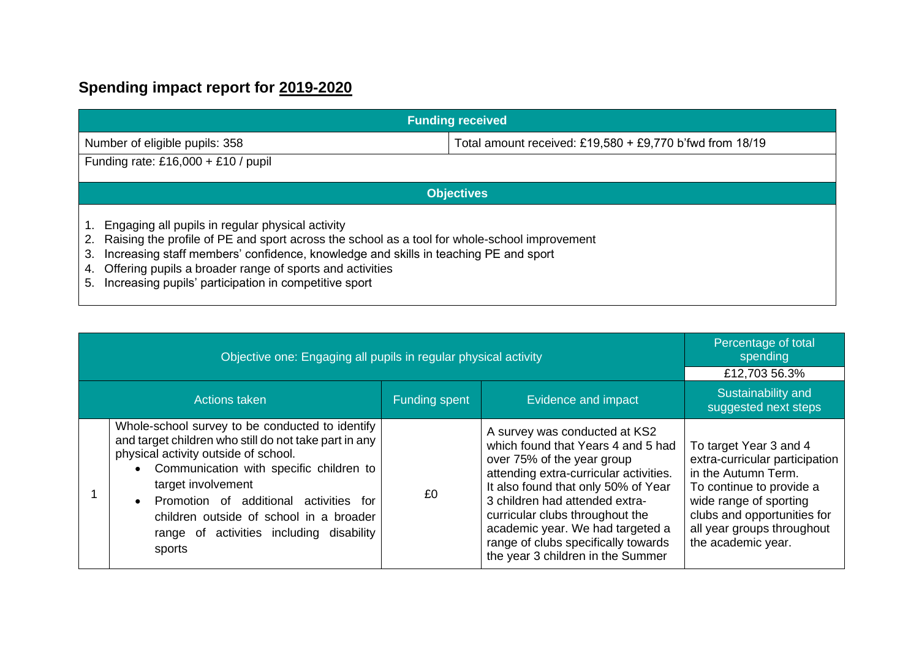## Spending impact report for 2019-2020

| Funding received | |
|---|---|
| Number of eligible pupils: 358 | Total amount received: £19,580 + £9,770 b'fwd from 18/19 |
| Funding rate: £16,000 + £10 / pupil | |

**Objectives**

1. Engaging all pupils in regular physical activity
2. Raising the profile of PE and sport across the school as a tool for whole-school improvement
3. Increasing staff members' confidence, knowledge and skills in teaching PE and sport
4. Offering pupils a broader range of sports and activities
5. Increasing pupils' participation in competitive sport

| Objective one: Engaging all pupils in regular physical activity | | | | Percentage of total spending<br>£12,703 56.3% |
|---|---|---|---|---|
| | Actions taken | Funding spent | Evidence and impact | Sustainability and suggested next steps |
| 1 | Whole-school survey to be conducted to identify and target children who still do not take part in any physical activity outside of school.<br>• Communication with specific children to target involvement<br>• Promotion of additional activities for children outside of school in a broader range of activities including disability sports | £0 | A survey was conducted at KS2 which found that Years 4 and 5 had over 75% of the year group attending extra-curricular activities. It also found that only 50% of Year 3 children had attended extra-curricular clubs throughout the academic year. We had targeted a range of clubs specifically towards the year 3 children in the Summer | To target Year 3 and 4 extra-curricular participation in the Autumn Term.<br>To continue to provide a wide range of sporting clubs and opportunities for all year groups throughout the academic year. |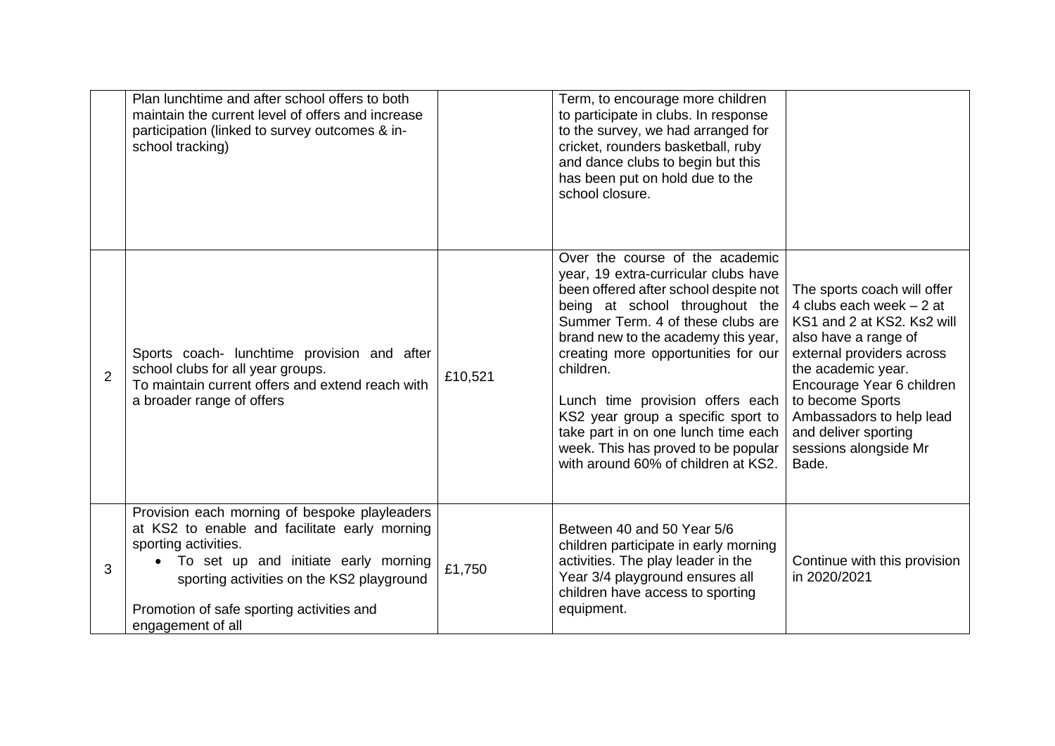| | | | | |
|---|---|---|---|---|
| | Plan lunchtime and after school offers to both maintain the current level of offers and increase participation (linked to survey outcomes & in-school tracking) | | Term, to encourage more children to participate in clubs. In response to the survey, we had arranged for cricket, rounders basketball, ruby and dance clubs to begin but this has been put on hold due to the school closure. | |
| 2 | Sports coach- lunchtime provision and after school clubs for all year groups.<br>To maintain current offers and extend reach with a broader range of offers | £10,521 | Over the course of the academic year, 19 extra-curricular clubs have been offered after school despite not being at school throughout the Summer Term. 4 of these clubs are brand new to the academy this year, creating more opportunities for our children.<br><br>Lunch time provision offers each KS2 year group a specific sport to take part in on one lunch time each week. This has proved to be popular with around 60% of children at KS2. | The sports coach will offer 4 clubs each week – 2 at KS1 and 2 at KS2. Ks2 will also have a range of external providers across the academic year. Encourage Year 6 children to become Sports Ambassadors to help lead and deliver sporting sessions alongside Mr Bade. |
| 3 | Provision each morning of bespoke playleaders at KS2 to enable and facilitate early morning sporting activities.<br>• To set up and initiate early morning sporting activities on the KS2 playground<br><br>Promotion of safe sporting activities and engagement of all | £1,750 | Between 40 and 50 Year 5/6 children participate in early morning activities. The play leader in the Year 3/4 playground ensures all children have access to sporting equipment. | Continue with this provision in 2020/2021 |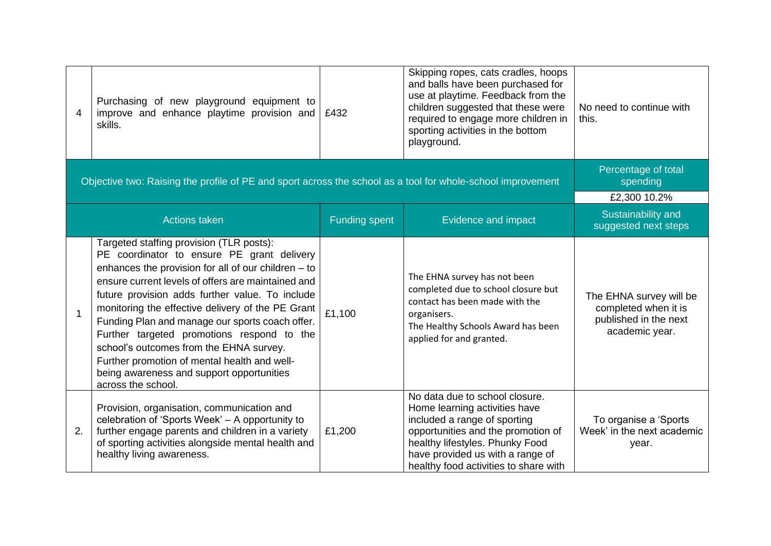| | | | | |
|---|---|---|---|---|
| 4 | Purchasing of new playground equipment to improve and enhance playtime provision and skills. | £432 | Skipping ropes, cats cradles, hoops and balls have been purchased for use at playtime. Feedback from the children suggested that these were required to engage more children in sporting activities in the bottom playground. | No need to continue with this. |
| Objective two: Raising the profile of PE and sport across the school as a tool for whole-school improvement | | | | Percentage of total spending<br>£2,300 10.2% |
| Actions taken | | Funding spent | Evidence and impact | Sustainability and suggested next steps |
| 1 | Targeted staffing provision (TLR posts):<br>PE coordinator to ensure PE grant delivery enhances the provision for all of our children – to ensure current levels of offers are maintained and future provision adds further value. To include monitoring the effective delivery of the PE Grant Funding Plan and manage our sports coach offer. Further targeted promotions respond to the school's outcomes from the EHNA survey.<br>Further promotion of mental health and well-being awareness and support opportunities across the school. | £1,100 | The EHNA survey has not been completed due to school closure but contact has been made with the organisers.<br>The Healthy Schools Award has been applied for and granted. | The EHNA survey will be completed when it is published in the next academic year. |
| 2. | Provision, organisation, communication and celebration of 'Sports Week' – A opportunity to further engage parents and children in a variety of sporting activities alongside mental health and healthy living awareness. | £1,200 | No data due to school closure. Home learning activities have included a range of sporting opportunities and the promotion of healthy lifestyles. Phunky Food have provided us with a range of healthy food activities to share with | To organise a 'Sports Week' in the next academic year. |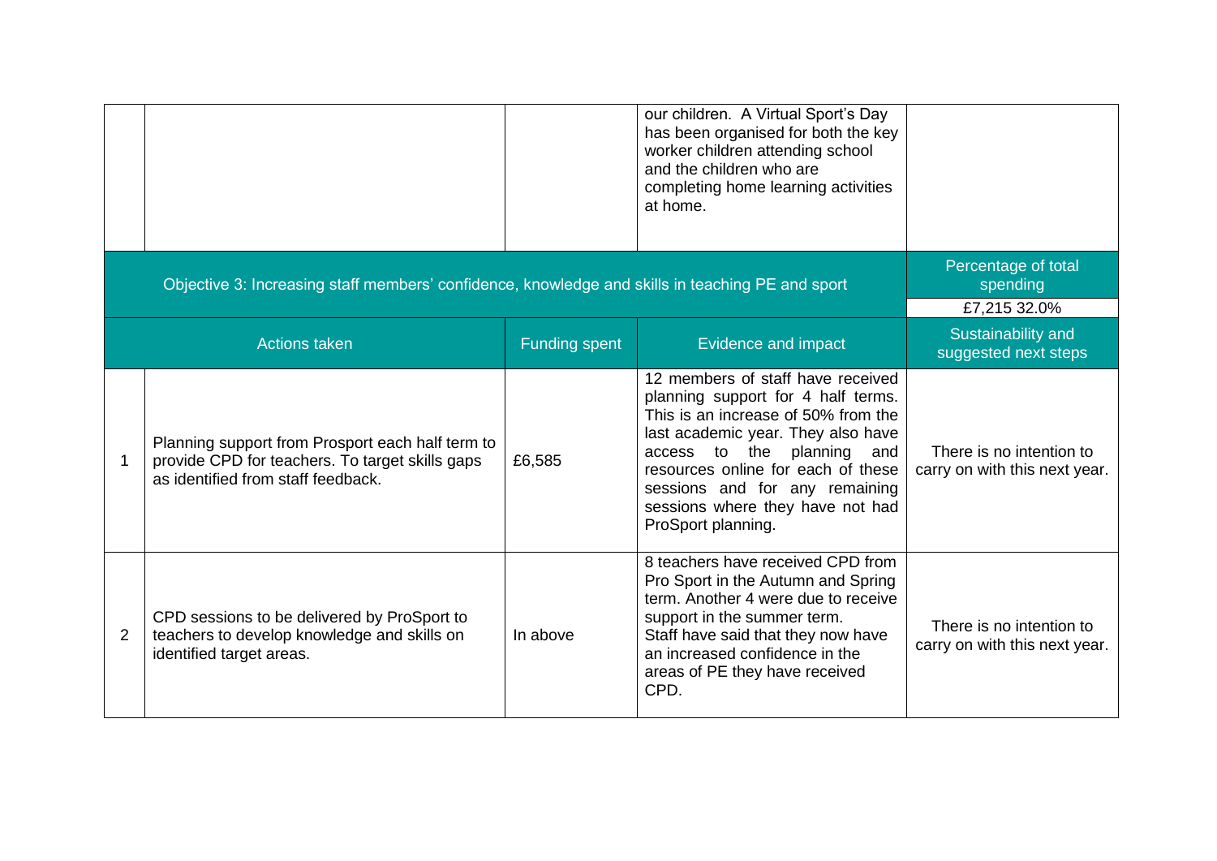| | | | | |
|---|---|---|---|---|
| | | | our children. A Virtual Sport's Day has been organised for both the key worker children attending school and the children who are completing home learning activities at home. | |

| Objective 3: Increasing staff members' confidence, knowledge and skills in teaching PE and sport | | | | Percentage of total spending |
|---|---|---|---|---|
| | | | | £7,215 32.0% |
| | Actions taken | Funding spent | Evidence and impact | Sustainability and suggested next steps |
| 1 | Planning support from Prosport each half term to provide CPD for teachers. To target skills gaps as identified from staff feedback. | £6,585 | 12 members of staff have received planning support for 4 half terms. This is an increase of 50% from the last academic year. They also have access to the planning and resources online for each of these sessions and for any remaining sessions where they have not had ProSport planning. | There is no intention to carry on with this next year. |
| 2 | CPD sessions to be delivered by ProSport to teachers to develop knowledge and skills on identified target areas. | In above | 8 teachers have received CPD from Pro Sport in the Autumn and Spring term. Another 4 were due to receive support in the summer term. Staff have said that they now have an increased confidence in the areas of PE they have received CPD. | There is no intention to carry on with this next year. |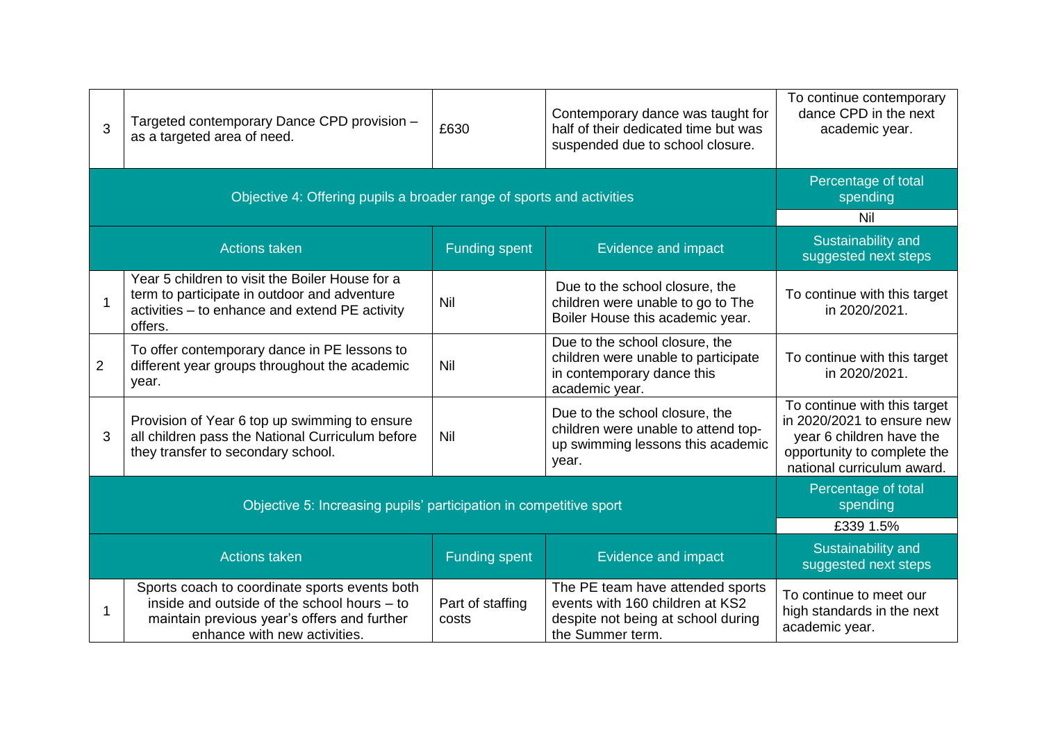| | | | | |
|---|---|---|---|---|
| 3 | Targeted contemporary Dance CPD provision – as a targeted area of need. | £630 | Contemporary dance was taught for half of their dedicated time but was suspended due to school closure. | To continue contemporary dance CPD in the next academic year. |
| Objective 4: Offering pupils a broader range of sports and activities | | | | Percentage of total spending<br>Nil |
| | Actions taken | Funding spent | Evidence and impact | Sustainability and suggested next steps |
| 1 | Year 5 children to visit the Boiler House for a term to participate in outdoor and adventure activities – to enhance and extend PE activity offers. | Nil | Due to the school closure, the children were unable to go to The Boiler House this academic year. | To continue with this target in 2020/2021. |
| 2 | To offer contemporary dance in PE lessons to different year groups throughout the academic year. | Nil | Due to the school closure, the children were unable to participate in contemporary dance this academic year. | To continue with this target in 2020/2021. |
| 3 | Provision of Year 6 top up swimming to ensure all children pass the National Curriculum before they transfer to secondary school. | Nil | Due to the school closure, the children were unable to attend top-up swimming lessons this academic year. | To continue with this target in 2020/2021 to ensure new year 6 children have the opportunity to complete the national curriculum award. |
| Objective 5: Increasing pupils' participation in competitive sport | | | | Percentage of total spending<br>£339 1.5% |
| | Actions taken | Funding spent | Evidence and impact | Sustainability and suggested next steps |
| 1 | Sports coach to coordinate sports events both inside and outside of the school hours – to maintain previous year's offers and further enhance with new activities. | Part of staffing costs | The PE team have attended sports events with 160 children at KS2 despite not being at school during the Summer term. | To continue to meet our high standards in the next academic year. |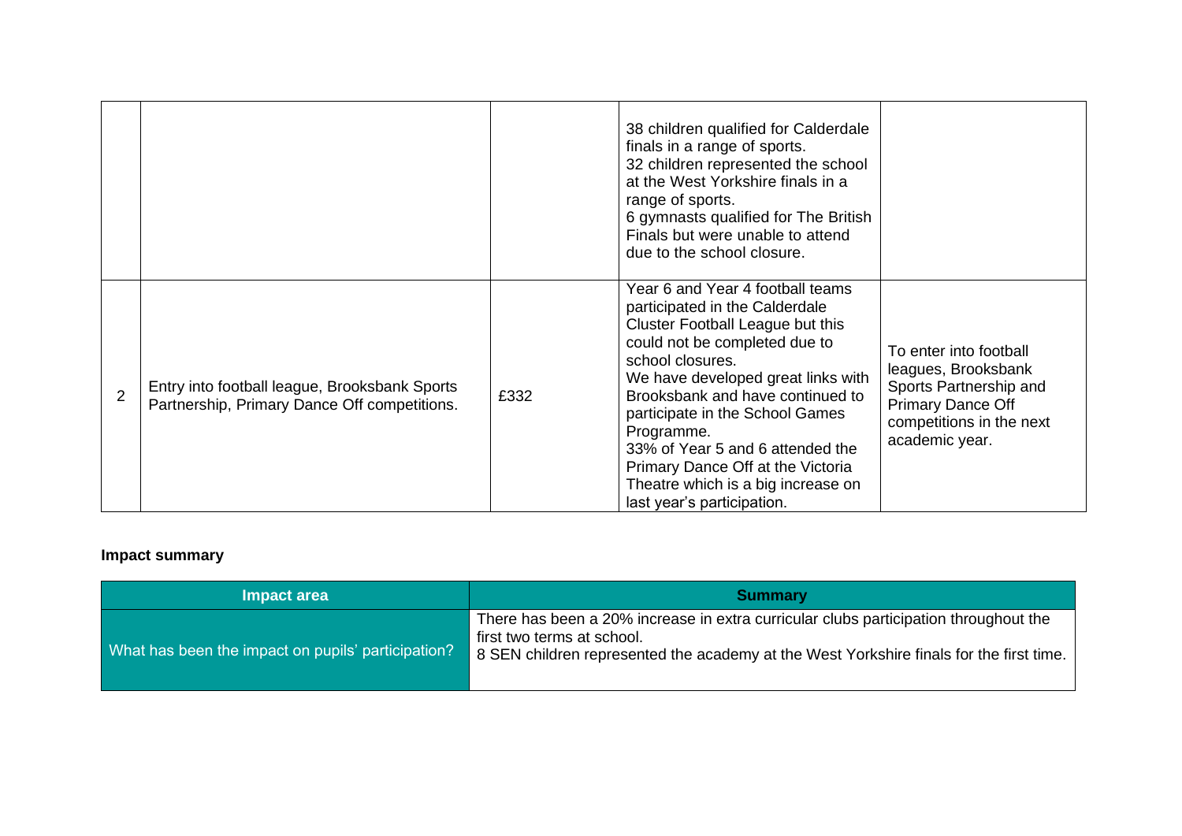| | | | | |
|---|---|---|---|---|
| | | | 38 children qualified for Calderdale finals in a range of sports.<br>32 children represented the school at the West Yorkshire finals in a range of sports.<br>6 gymnasts qualified for The British Finals but were unable to attend due to the school closure. | |
| 2 | Entry into football league, Brooksbank Sports Partnership, Primary Dance Off competitions. | £332 | Year 6 and Year 4 football teams participated in the Calderdale Cluster Football League but this could not be completed due to school closures.<br>We have developed great links with Brooksbank and have continued to participate in the School Games Programme.<br>33% of Year 5 and 6 attended the Primary Dance Off at the Victoria Theatre which is a big increase on last year's participation. | To enter into football leagues, Brooksbank Sports Partnership and Primary Dance Off competitions in the next academic year. |

**Impact summary**

| Impact area | Summary |
|---|---|
| What has been the impact on pupils' participation? | There has been a 20% increase in extra curricular clubs participation throughout the first two terms at school.<br>8 SEN children represented the academy at the West Yorkshire finals for the first time. |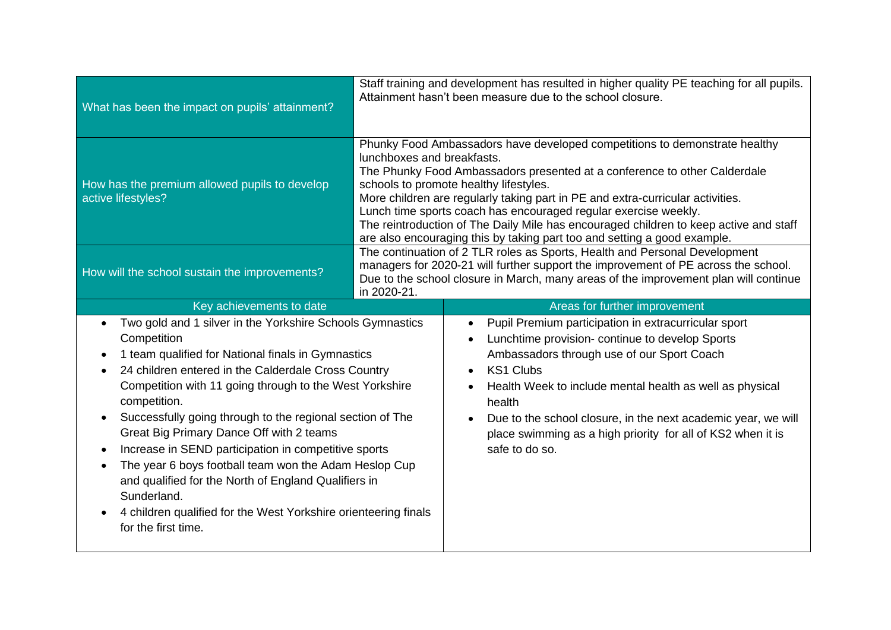| | |
|---|---|
| What has been the impact on pupils' attainment? | Staff training and development has resulted in higher quality PE teaching for all pupils. Attainment hasn't been measure due to the school closure. |
| How has the premium allowed pupils to develop active lifestyles? | Phunky Food Ambassadors have developed competitions to demonstrate healthy lunchboxes and breakfasts.<br>The Phunky Food Ambassadors presented at a conference to other Calderdale schools to promote healthy lifestyles.<br>More children are regularly taking part in PE and extra-curricular activities.<br>Lunch time sports coach has encouraged regular exercise weekly.<br>The reintroduction of The Daily Mile has encouraged children to keep active and staff are also encouraging this by taking part too and setting a good example. |
| How will the school sustain the improvements? | The continuation of 2 TLR roles as Sports, Health and Personal Development managers for 2020-21 will further support the improvement of PE across the school.<br>Due to the school closure in March, many areas of the improvement plan will continue in 2020-21. |

| Key achievements to date | Areas for further improvement |
|---|---|
| • Two gold and 1 silver in the Yorkshire Schools Gymnastics Competition<br>• 1 team qualified for National finals in Gymnastics<br>• 24 children entered in the Calderdale Cross Country Competition with 11 going through to the West Yorkshire competition.<br>• Successfully going through to the regional section of The Great Big Primary Dance Off with 2 teams<br>• Increase in SEND participation in competitive sports<br>• The year 6 boys football team won the Adam Heslop Cup and qualified for the North of England Qualifiers in Sunderland.<br>• 4 children qualified for the West Yorkshire orienteering finals for the first time. | • Pupil Premium participation in extracurricular sport<br>• Lunchtime provision- continue to develop Sports Ambassadors through use of our Sport Coach<br>• KS1 Clubs<br>• Health Week to include mental health as well as physical health<br>• Due to the school closure, in the next academic year, we will place swimming as a high priority for all of KS2 when it is safe to do so. |